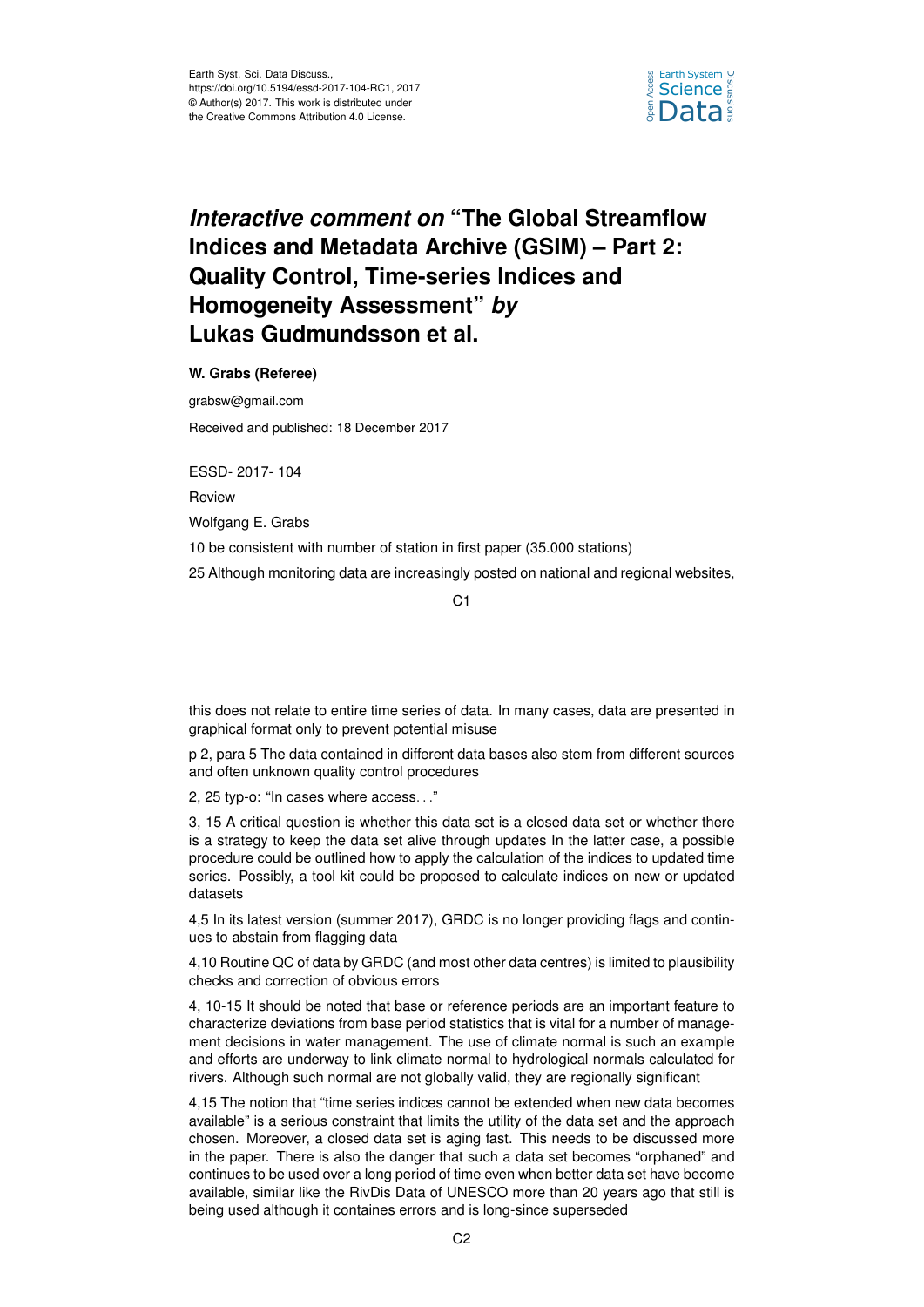# *Interactive comment on* "The Global Streamflow Indices and Metadata Archive (GSIM) – Part 2: Quality Control, Time-series Indices and Homogeneity Assessment" *by* Lukas Gudmundsson et al.

**W. Grabs (Referee)**

grabsw@gmail.com

Received and published: 18 December 2017

ESSD- 2017- 104

Review

Wolfgang E. Grabs

10 be consistent with number of station in first paper (35.000 stations)

25 Although monitoring data are increasingly posted on national and regional websites, this does not relate to entire time series of data. In many cases, data are presented in graphical format only to prevent potential misuse

p 2, para 5 The data contained in different data bases also stem from different sources and often unknown quality control procedures

2, 25 typ-o: "In cases where access. . ."

3, 15 A critical question is whether this data set is a closed data set or whether there is a strategy to keep the data set alive through updates In the latter case, a possible procedure could be outlined how to apply the calculation of the indices to updated time series. Possibly, a tool kit could be proposed to calculate indices on new or updated datasets

4,5 In its latest version (summer 2017), GRDC is no longer providing flags and continues to abstain from flagging data

4,10 Routine QC of data by GRDC (and most other data centres) is limited to plausibility checks and correction of obvious errors

4, 10-15 It should be noted that base or reference periods are an important feature to characterize deviations from base period statistics that is vital for a number of management decisions in water management. The use of climate normal is such an example and efforts are underway to link climate normal to hydrological normals calculated for rivers. Although such normal are not globally valid, they are regionally significant

4,15 The notion that "time series indices cannot be extended when new data becomes available" is a serious constraint that limits the utility of the data set and the approach chosen. Moreover, a closed data set is aging fast. This needs to be discussed more in the paper. There is also the danger that such a data set becomes "orphaned" and continues to be used over a long period of time even when better data set have become available, similar like the RivDis Data of UNESCO more than 20 years ago that still is being used although it containes errors and is long-since superseded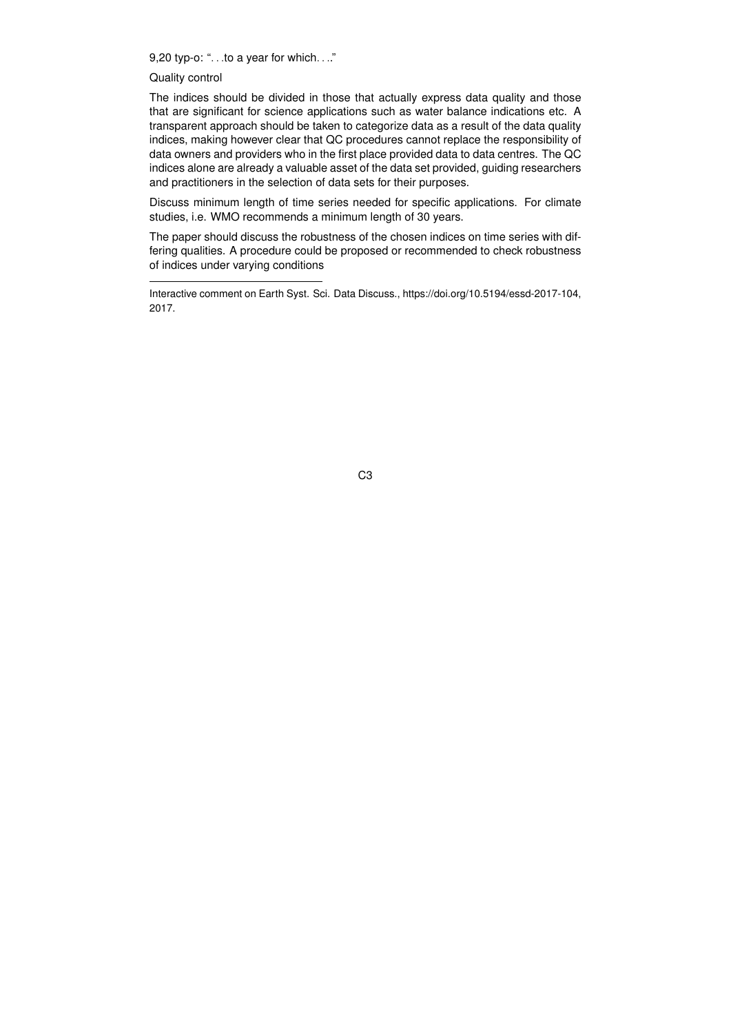9,20 typ-o: "...to a year for which...."

Quality control

The indices should be divided in those that actually express data quality and those that are significant for science applications such as water balance indications etc. A transparent approach should be taken to categorize data as a result of the data quality indices, making however clear that QC procedures cannot replace the responsibility of data owners and providers who in the first place provided data to data centres. The QC indices alone are already a valuable asset of the data set provided, guiding researchers and practitioners in the selection of data sets for their purposes.

Discuss minimum length of time series needed for specific applications. For climate studies, i.e. WMO recommends a minimum length of 30 years.

The paper should discuss the robustness of the chosen indices on time series with differing qualities. A procedure could be proposed or recommended to check robustness of indices under varying conditions

---

Interactive comment on Earth Syst. Sci. Data Discuss., https://doi.org/10.5194/essd-2017-104, 2017.